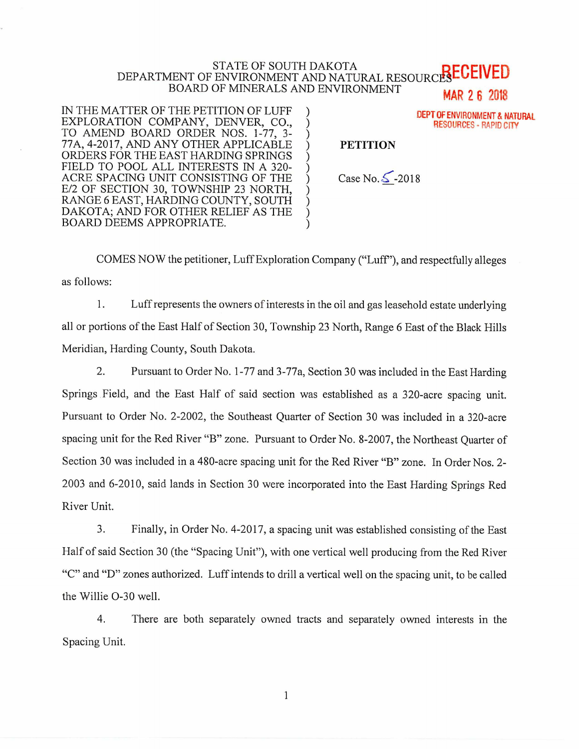STATE OF SOUTH DAKOTA
DEPARTMENT OF ENVIRONMENT AND NATURAL RESOURCES
BOARD OF MINERALS AND ENVIRONMENT

RECEIVED
MAR 26 2018
DEPT OF ENVIRONMENT & NATURAL RESOURCES - RAPID CITY

| | |
|---|---|
| IN THE MATTER OF THE PETITION OF LUFF EXPLORATION COMPANY, DENVER, CO., TO AMEND BOARD ORDER NOS. 1-77, 3-77A, 4-2017, AND ANY OTHER APPLICABLE ORDERS FOR THE EAST HARDING SPRINGS FIELD TO POOL ALL INTERESTS IN A 320-ACRE SPACING UNIT CONSISTING OF THE E/2 OF SECTION 30, TOWNSHIP 23 NORTH, RANGE 6 EAST, HARDING COUNTY, SOUTH DAKOTA; AND FOR OTHER RELIEF AS THE BOARD DEEMS APPROPRIATE. | **PETITION**<br><br>Case No. 5-2018 |

COMES NOW the petitioner, Luff Exploration Company ("Luff"), and respectfully alleges as follows:

1. Luff represents the owners of interests in the oil and gas leasehold estate underlying all or portions of the East Half of Section 30, Township 23 North, Range 6 East of the Black Hills Meridian, Harding County, South Dakota.

2. Pursuant to Order No. 1-77 and 3-77a, Section 30 was included in the East Harding Springs Field, and the East Half of said section was established as a 320-acre spacing unit. Pursuant to Order No. 2-2002, the Southeast Quarter of Section 30 was included in a 320-acre spacing unit for the Red River "B" zone. Pursuant to Order No. 8-2007, the Northeast Quarter of Section 30 was included in a 480-acre spacing unit for the Red River "B" zone. In Order Nos. 2-2003 and 6-2010, said lands in Section 30 were incorporated into the East Harding Springs Red River Unit.

3. Finally, in Order No. 4-2017, a spacing unit was established consisting of the East Half of said Section 30 (the "Spacing Unit"), with one vertical well producing from the Red River "C" and "D" zones authorized. Luff intends to drill a vertical well on the spacing unit, to be called the Willie O-30 well.

4. There are both separately owned tracts and separately owned interests in the Spacing Unit.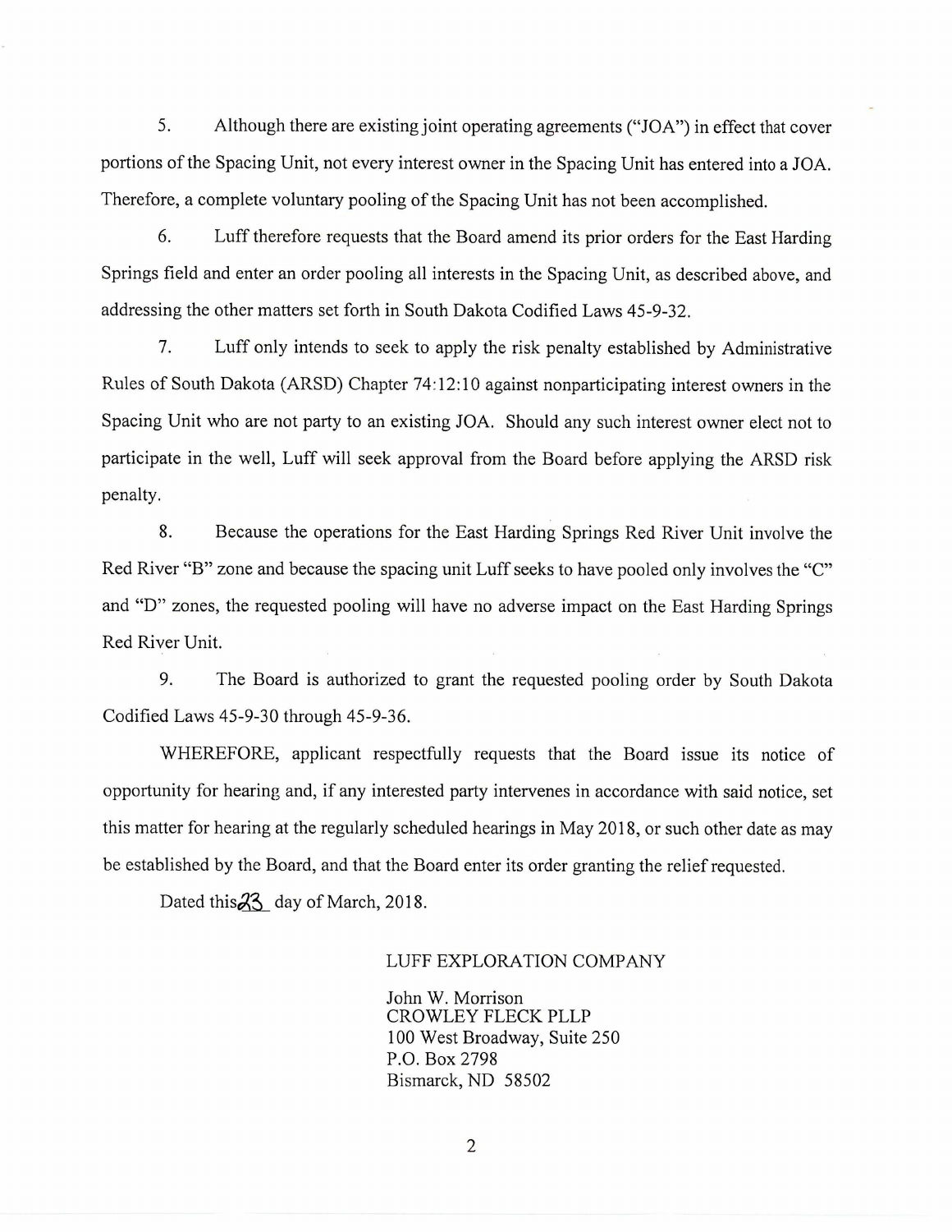5. Although there are existing joint operating agreements ("JOA") in effect that cover portions of the Spacing Unit, not every interest owner in the Spacing Unit has entered into a JOA. Therefore, a complete voluntary pooling of the Spacing Unit has not been accomplished.

6. Luff therefore requests that the Board amend its prior orders for the East Harding Springs field and enter an order pooling all interests in the Spacing Unit, as described above, and addressing the other matters set forth in South Dakota Codified Laws 45-9-32.

7. Luff only intends to seek to apply the risk penalty established by Administrative Rules of South Dakota (ARSD) Chapter 74:12:10 against nonparticipating interest owners in the Spacing Unit who are not party to an existing JOA. Should any such interest owner elect not to participate in the well, Luff will seek approval from the Board before applying the ARSD risk penalty.

8. Because the operations for the East Harding Springs Red River Unit involve the Red River "B" zone and because the spacing unit Luff seeks to have pooled only involves the "C" and "D" zones, the requested pooling will have no adverse impact on the East Harding Springs Red River Unit.

9. The Board is authorized to grant the requested pooling order by South Dakota Codified Laws 45-9-30 through 45-9-36.

WHEREFORE, applicant respectfully requests that the Board issue its notice of opportunity for hearing and, if any interested party intervenes in accordance with said notice, set this matter for hearing at the regularly scheduled hearings in May 2018, or such other date as may be established by the Board, and that the Board enter its order granting the relief requested.

Dated this 23 day of March, 2018.

LUFF EXPLORATION COMPANY

John W. Morrison
CROWLEY FLECK PLLP
100 West Broadway, Suite 250
P.O. Box 2798
Bismarck, ND 58502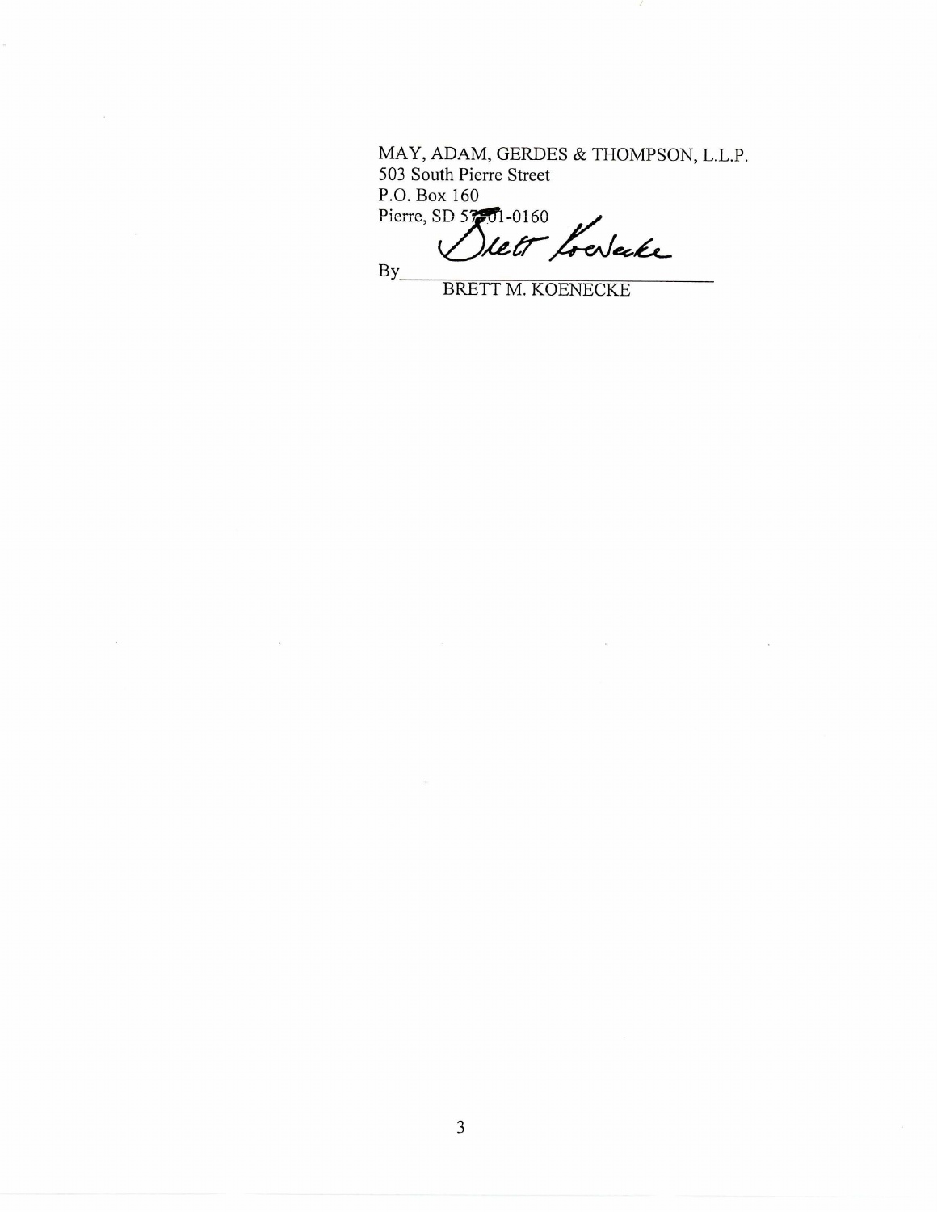MAY, ADAM, GERDES & THOMPSON, L.L.P.
503 South Pierre Street
P.O. Box 160
Pierre, SD 57501-0160

By_____________________________
BRETT M. KOENECKE